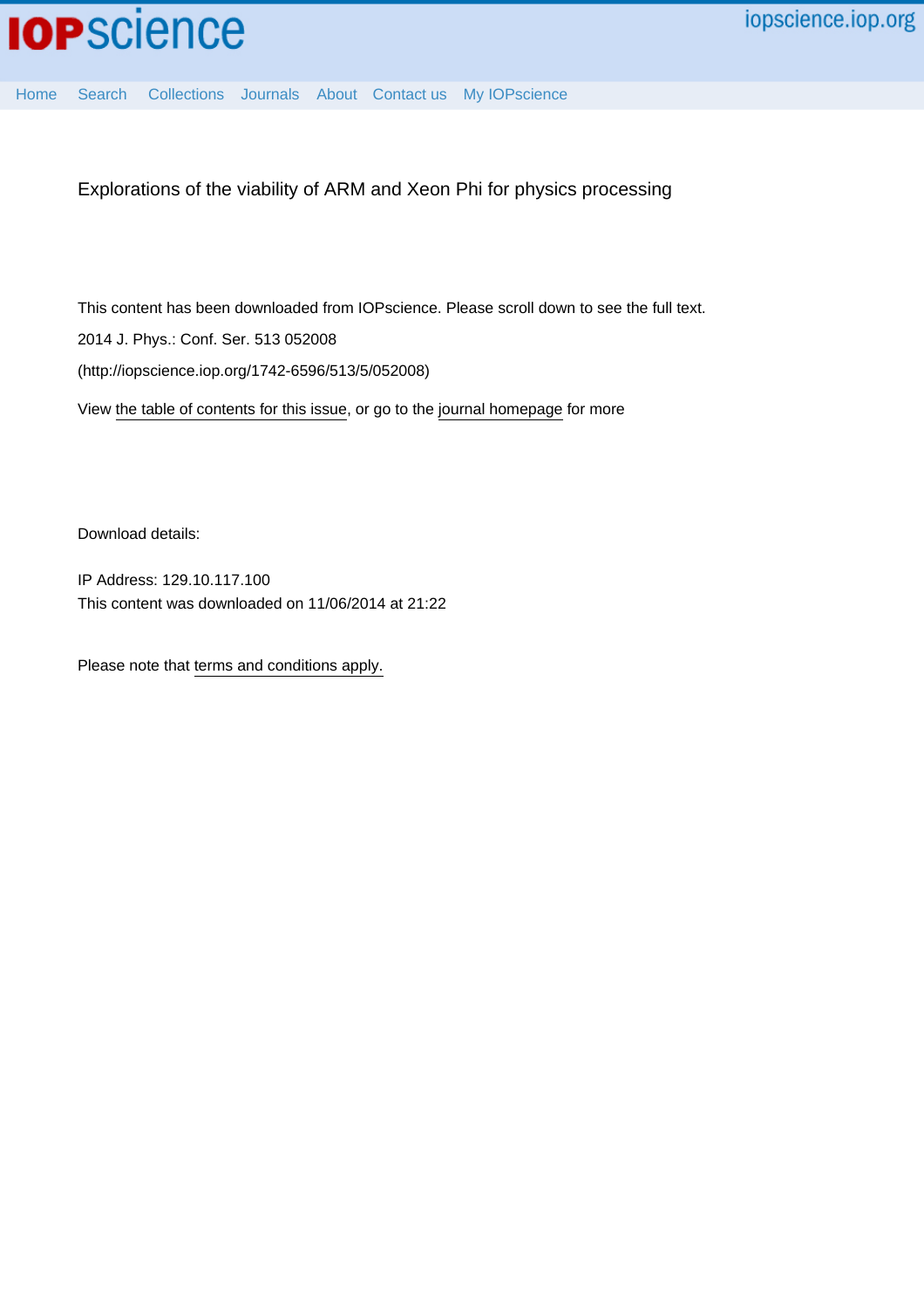# Explorations of the viability of ARM and Xeon Phi for physics processing

This content has been downloaded from IOPscience. Please scroll down to see the full text.

2014 J. Phys.: Conf. Ser. 513 052008

(http://iopscience.iop.org/1742-6596/513/5/052008)

View the table of contents for this issue, or go to the journal homepage for more

Download details:

IP Address: 129.10.117.100

This content was downloaded on 11/06/2014 at 21:22

Please note that terms and conditions apply.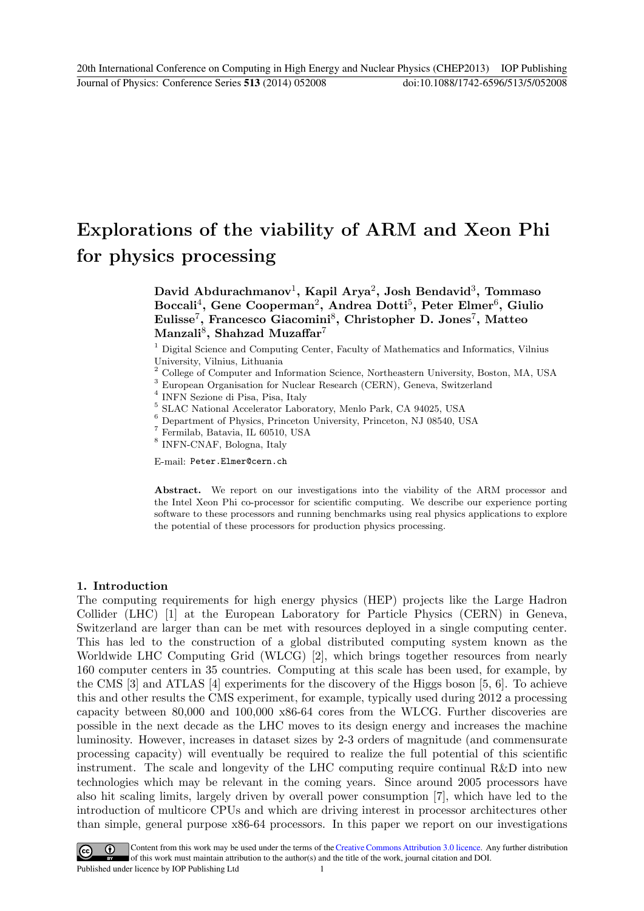# Explorations of the viability of ARM and Xeon Phi for physics processing

**David Abdurachmanov**[1], **Kapil Arya**[2], **Josh Bendavid**[3], **Tommaso Boccali**[4], **Gene Cooperman**[2], **Andrea Dotti**[5], **Peter Elmer**[6], **Giulio Eulisse**[7], **Francesco Giacomini**[8], **Christopher D. Jones**[7], **Matteo Manzali**[8], **Shahzad Muzaffar**[7]

[1] Digital Science and Computing Center, Faculty of Mathematics and Informatics, Vilnius University, Vilnius, Lithuania

[2] College of Computer and Information Science, Northeastern University, Boston, MA, USA

[3] European Organisation for Nuclear Research (CERN), Geneva, Switzerland

[4] INFN Sezione di Pisa, Pisa, Italy

[5] SLAC National Accelerator Laboratory, Menlo Park, CA 94025, USA

[6] Department of Physics, Princeton University, Princeton, NJ 08540, USA

[7] Fermilab, Batavia, IL 60510, USA

[8] INFN-CNAF, Bologna, Italy

E-mail: Peter.Elmer@cern.ch

**Abstract.** We report on our investigations into the viability of the ARM processor and the Intel Xeon Phi co-processor for scientific computing. We describe our experience porting software to these processors and running benchmarks using real physics applications to explore the potential of these processors for production physics processing.

## 1. Introduction

The computing requirements for high energy physics (HEP) projects like the Large Hadron Collider (LHC) [1] at the European Laboratory for Particle Physics (CERN) in Geneva, Switzerland are larger than can be met with resources deployed in a single computing center. This has led to the construction of a global distributed computing system known as the Worldwide LHC Computing Grid (WLCG) [2], which brings together resources from nearly 160 computer centers in 35 countries. Computing at this scale has been used, for example, by the CMS [3] and ATLAS [4] experiments for the discovery of the Higgs boson [5, 6]. To achieve this and other results the CMS experiment, for example, typically used during 2012 a processing capacity between 80,000 and 100,000 x86-64 cores from the WLCG. Further discoveries are possible in the next decade as the LHC moves to its design energy and increases the machine luminosity. However, increases in dataset sizes by 2-3 orders of magnitude (and commensurate processing capacity) will eventually be required to realize the full potential of this scientific instrument. The scale and longevity of the LHC computing require continual R&D into new technologies which may be relevant in the coming years. Since around 2005 processors have also hit scaling limits, largely driven by overall power consumption [7], which have led to the introduction of multicore CPUs and which are driving interest in processor architectures other than simple, general purpose x86-64 processors. In this paper we report on our investigations

Content from this work may be used under the terms of the Creative Commons Attribution 3.0 licence. Any further distribution of this work must maintain attribution to the author(s) and the title of the work, journal citation and DOI.
Published under licence by IOP Publishing Ltd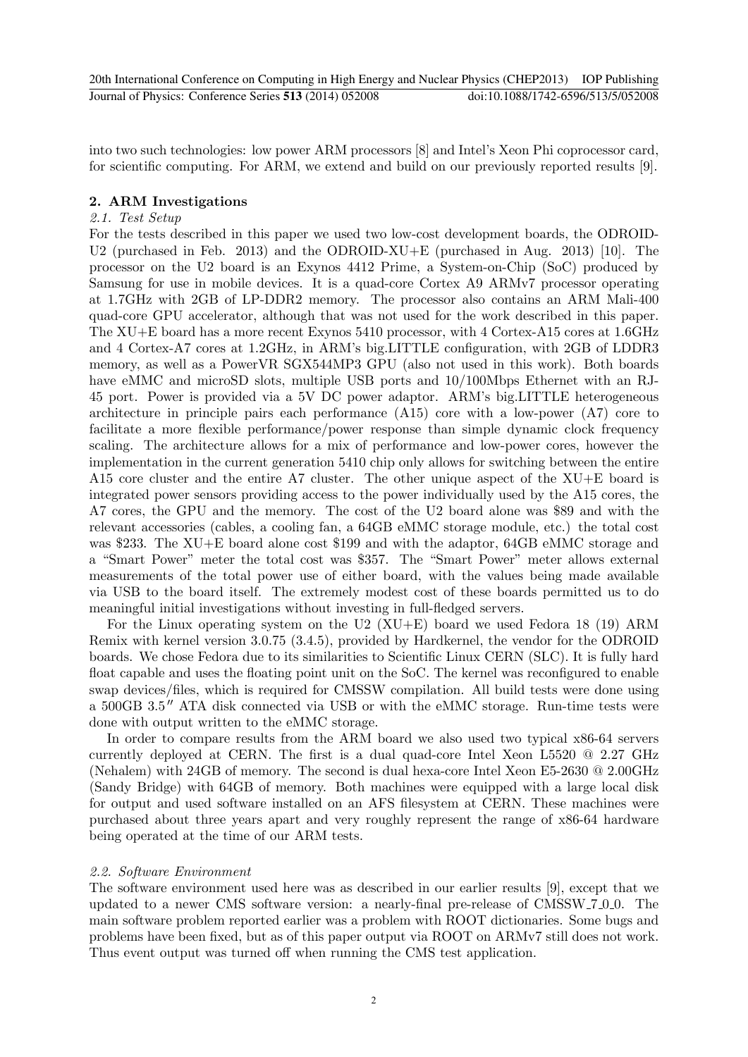into two such technologies: low power ARM processors [8] and Intel's Xeon Phi coprocessor card, for scientific computing. For ARM, we extend and build on our previously reported results [9].

## 2. ARM Investigations

### *2.1. Test Setup*

For the tests described in this paper we used two low-cost development boards, the ODROID-U2 (purchased in Feb. 2013) and the ODROID-XU+E (purchased in Aug. 2013) [10]. The processor on the U2 board is an Exynos 4412 Prime, a System-on-Chip (SoC) produced by Samsung for use in mobile devices. It is a quad-core Cortex A9 ARMv7 processor operating at 1.7GHz with 2GB of LP-DDR2 memory. The processor also contains an ARM Mali-400 quad-core GPU accelerator, although that was not used for the work described in this paper. The XU+E board has a more recent Exynos 5410 processor, with 4 Cortex-A15 cores at 1.6GHz and 4 Cortex-A7 cores at 1.2GHz, in ARM's big.LITTLE configuration, with 2GB of LDDR3 memory, as well as a PowerVR SGX544MP3 GPU (also not used in this work). Both boards have eMMC and microSD slots, multiple USB ports and 10/100Mbps Ethernet with an RJ-45 port. Power is provided via a 5V DC power adaptor. ARM's big.LITTLE heterogeneous architecture in principle pairs each performance (A15) core with a low-power (A7) core to facilitate a more flexible performance/power response than simple dynamic clock frequency scaling. The architecture allows for a mix of performance and low-power cores, however the implementation in the current generation 5410 chip only allows for switching between the entire A15 core cluster and the entire A7 cluster. The other unique aspect of the XU+E board is integrated power sensors providing access to the power individually used by the A15 cores, the A7 cores, the GPU and the memory. The cost of the U2 board alone was $89 and with the relevant accessories (cables, a cooling fan, a 64GB eMMC storage module, etc.) the total cost was $233. The XU+E board alone cost $199 and with the adaptor, 64GB eMMC storage and a "Smart Power" meter the total cost was $357. The "Smart Power" meter allows external measurements of the total power use of either board, with the values being made available via USB to the board itself. The extremely modest cost of these boards permitted us to do meaningful initial investigations without investing in full-fledged servers.

For the Linux operating system on the U2 (XU+E) board we used Fedora 18 (19) ARM Remix with kernel version 3.0.75 (3.4.5), provided by Hardkernel, the vendor for the ODROID boards. We chose Fedora due to its similarities to Scientific Linux CERN (SLC). It is fully hard float capable and uses the floating point unit on the SoC. The kernel was reconfigured to enable swap devices/files, which is required for CMSSW compilation. All build tests were done using a 500GB 3.5″ ATA disk connected via USB or with the eMMC storage. Run-time tests were done with output written to the eMMC storage.

In order to compare results from the ARM board we also used two typical x86-64 servers currently deployed at CERN. The first is a dual quad-core Intel Xeon L5520 @ 2.27 GHz (Nehalem) with 24GB of memory. The second is dual hexa-core Intel Xeon E5-2630 @ 2.00GHz (Sandy Bridge) with 64GB of memory. Both machines were equipped with a large local disk for output and used software installed on an AFS filesystem at CERN. These machines were purchased about three years apart and very roughly represent the range of x86-64 hardware being operated at the time of our ARM tests.

### *2.2. Software Environment*

The software environment used here was as described in our earlier results [9], except that we updated to a newer CMS software version: a nearly-final pre-release of CMSSW_7_0_0. The main software problem reported earlier was a problem with ROOT dictionaries. Some bugs and problems have been fixed, but as of this paper output via ROOT on ARMv7 still does not work. Thus event output was turned off when running the CMS test application.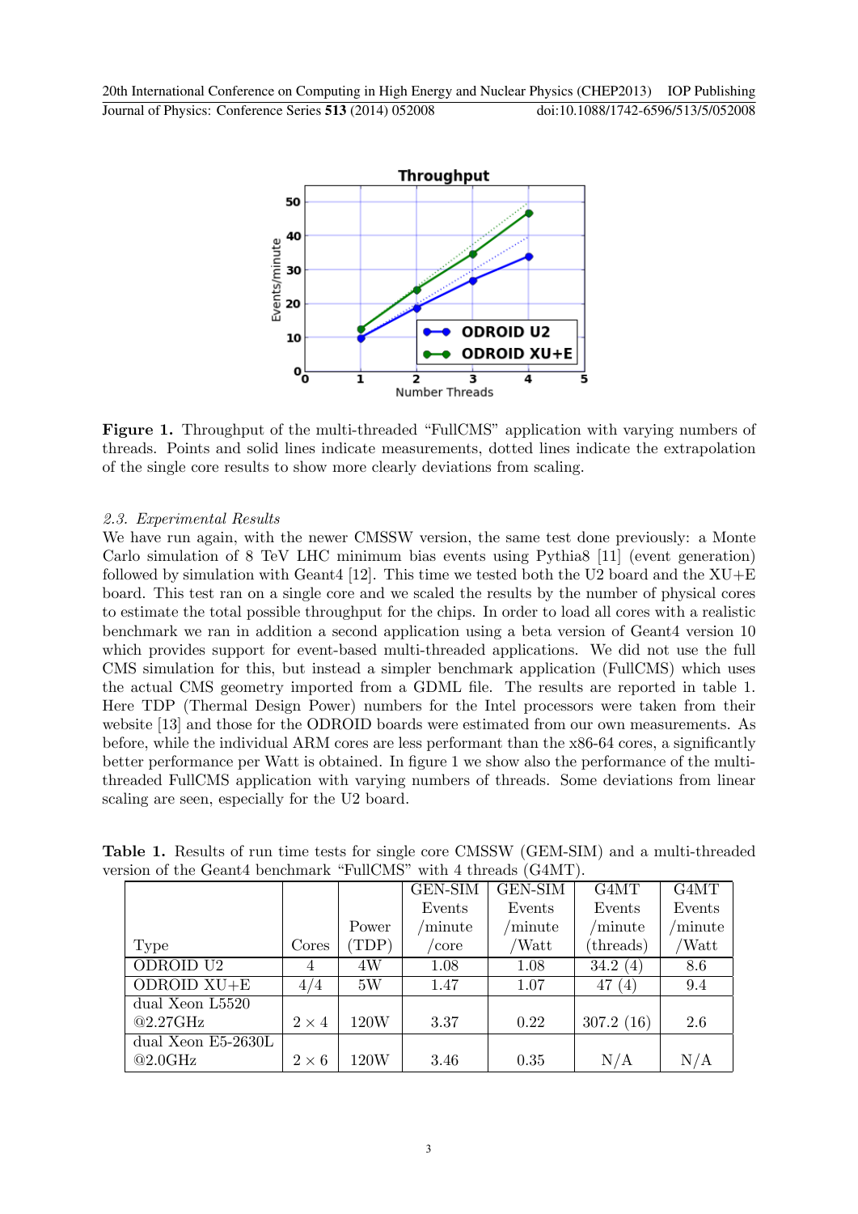**Figure 1.** Throughput of the multi-threaded "FullCMS" application with varying numbers of threads. Points and solid lines indicate measurements, dotted lines indicate the extrapolation of the single core results to show more clearly deviations from scaling.

### *2.3. Experimental Results*

We have run again, with the newer CMSSW version, the same test done previously: a Monte Carlo simulation of 8 TeV LHC minimum bias events using Pythia8 [11] (event generation) followed by simulation with Geant4 [12]. This time we tested both the U2 board and the XU+E board. This test ran on a single core and we scaled the results by the number of physical cores to estimate the total possible throughput for the chips. In order to load all cores with a realistic benchmark we ran in addition a second application using a beta version of Geant4 version 10 which provides support for event-based multi-threaded applications. We did not use the full CMS simulation for this, but instead a simpler benchmark application (FullCMS) which uses the actual CMS geometry imported from a GDML file. The results are reported in table 1. Here TDP (Thermal Design Power) numbers for the Intel processors were taken from their website [13] and those for the ODROID boards were estimated from our own measurements. As before, while the individual ARM cores are less performant than the x86-64 cores, a significantly better performance per Watt is obtained. In figure 1 we show also the performance of the multi-threaded FullCMS application with varying numbers of threads. Some deviations from linear scaling are seen, especially for the U2 board.

**Table 1.** Results of run time tests for single core CMSSW (GEM-SIM) and a multi-threaded version of the Geant4 benchmark "FullCMS" with 4 threads (G4MT).

| Type | Cores | Power (TDP) | GEN-SIM Events /minute /core | GEN-SIM Events /minute /Watt | G4MT Events /minute (threads) | G4MT Events /minute /Watt |
|---|---|---|---|---|---|---|
| ODROID U2 | 4 | 4W | 1.08 | 1.08 | 34.2 (4) | 8.6 |
| ODROID XU+E | 4/4 | 5W | 1.47 | 1.07 | 47 (4) | 9.4 |
| dual Xeon L5520 @2.27GHz | $2 \times 4$ | 120W | 3.37 | 0.22 | 307.2 (16) | 2.6 |
| dual Xeon E5-2630L @2.0GHz | $2 \times 6$ | 120W | 3.46 | 0.35 | N/A | N/A |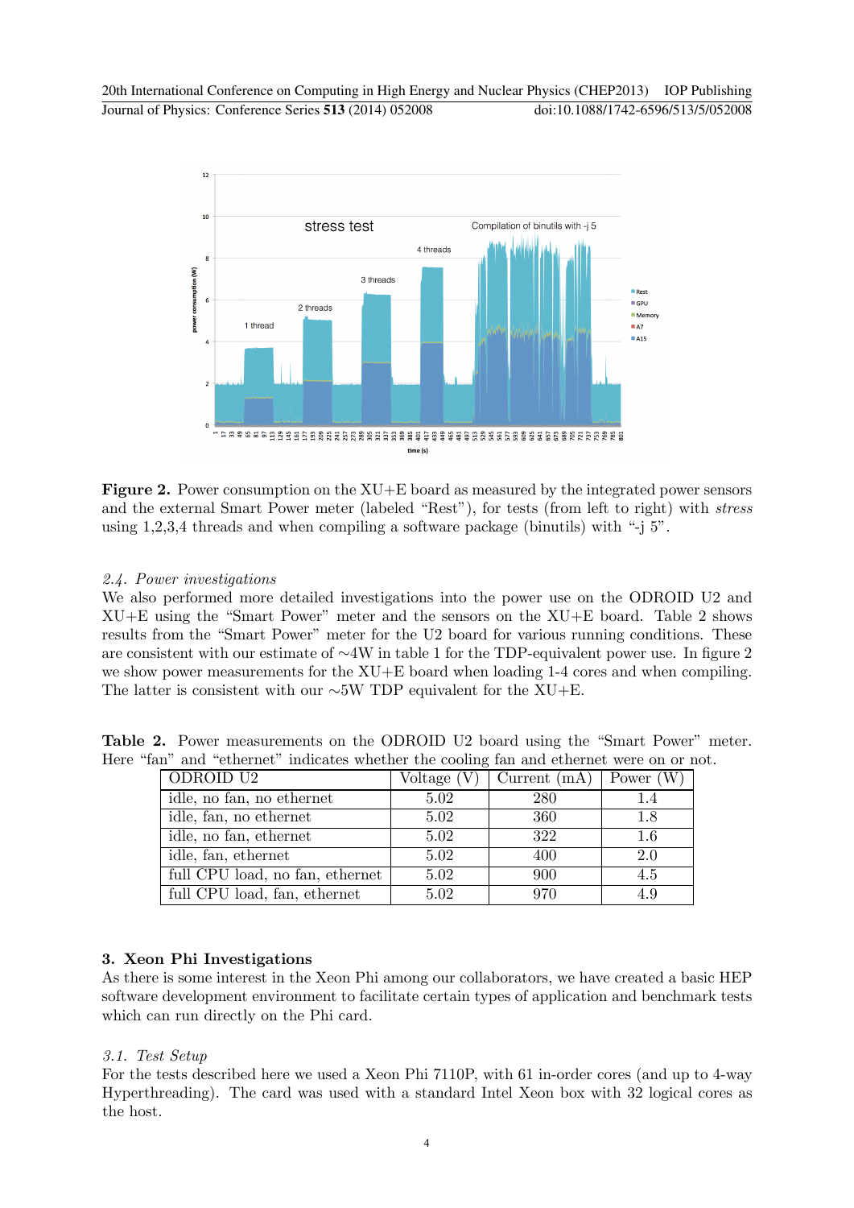**Figure 2.** Power consumption on the XU+E board as measured by the integrated power sensors and the external Smart Power meter (labeled "Rest"), for tests (from left to right) with *stress* using 1,2,3,4 threads and when compiling a software package (binutils) with "-j 5".

### 2.4. Power investigations

We also performed more detailed investigations into the power use on the ODROID U2 and XU+E using the "Smart Power" meter and the sensors on the XU+E board. Table 2 shows results from the "Smart Power" meter for the U2 board for various running conditions. These are consistent with our estimate of ∼4W in table 1 for the TDP-equivalent power use. In figure 2 we show power measurements for the XU+E board when loading 1-4 cores and when compiling. The latter is consistent with our ∼5W TDP equivalent for the XU+E.

**Table 2.** Power measurements on the ODROID U2 board using the "Smart Power" meter. Here "fan" and "ethernet" indicates whether the cooling fan and ethernet were on or not.

| ODROID U2 | Voltage (V) | Current (mA) | Power (W) |
|---|---|---|---|
| idle, no fan, no ethernet | 5.02 | 280 | 1.4 |
| idle, fan, no ethernet | 5.02 | 360 | 1.8 |
| idle, no fan, ethernet | 5.02 | 322 | 1.6 |
| idle, fan, ethernet | 5.02 | 400 | 2.0 |
| full CPU load, no fan, ethernet | 5.02 | 900 | 4.5 |
| full CPU load, fan, ethernet | 5.02 | 970 | 4.9 |

## 3. Xeon Phi Investigations

As there is some interest in the Xeon Phi among our collaborators, we have created a basic HEP software development environment to facilitate certain types of application and benchmark tests which can run directly on the Phi card.

### 3.1. Test Setup

For the tests described here we used a Xeon Phi 7110P, with 61 in-order cores (and up to 4-way Hyperthreading). The card was used with a standard Intel Xeon box with 32 logical cores as the host.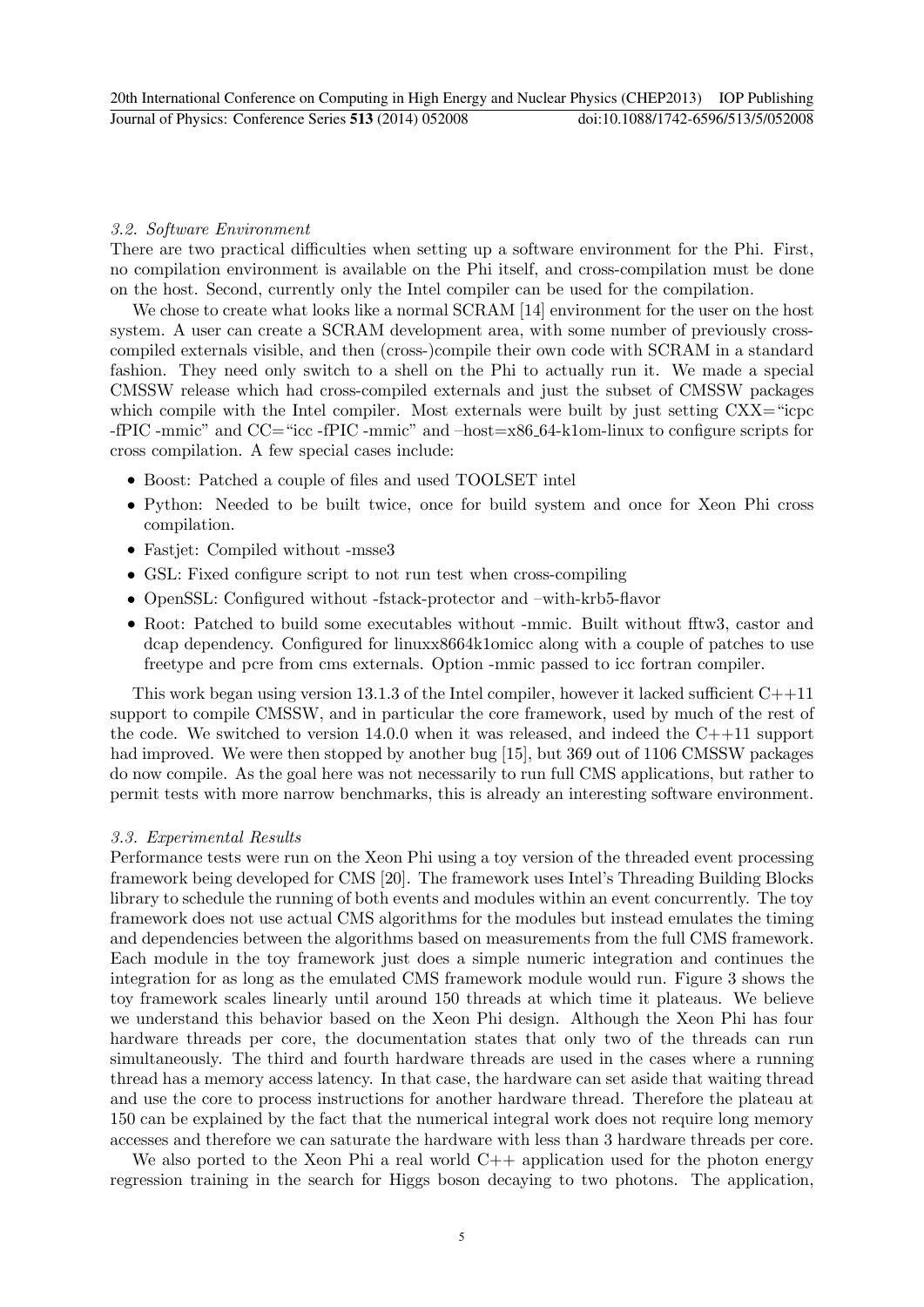### 3.2. Software Environment

There are two practical difficulties when setting up a software environment for the Phi. First, no compilation environment is available on the Phi itself, and cross-compilation must be done on the host. Second, currently only the Intel compiler can be used for the compilation.

We chose to create what looks like a normal SCRAM [14] environment for the user on the host system. A user can create a SCRAM development area, with some number of previously cross-compiled externals visible, and then (cross-)compile their own code with SCRAM in a standard fashion. They need only switch to a shell on the Phi to actually run it. We made a special CMSSW release which had cross-compiled externals and just the subset of CMSSW packages which compile with the Intel compiler. Most externals were built by just setting CXX="icpc -fPIC -mmic" and CC="icc -fPIC -mmic" and –host=x86_64-k1om-linux to configure scripts for cross compilation. A few special cases include:

- Boost: Patched a couple of files and used TOOLSET intel
- Python: Needed to be built twice, once for build system and once for Xeon Phi cross compilation.
- Fastjet: Compiled without -msse3
- GSL: Fixed configure script to not run test when cross-compiling
- OpenSSL: Configured without -fstack-protector and –with-krb5-flavor
- Root: Patched to build some executables without -mmic. Built without fftw3, castor and dcap dependency. Configured for linuxx8664k1omicc along with a couple of patches to use freetype and pcre from cms externals. Option -mmic passed to icc fortran compiler.

This work began using version 13.1.3 of the Intel compiler, however it lacked sufficient C++11 support to compile CMSSW, and in particular the core framework, used by much of the rest of the code. We switched to version 14.0.0 when it was released, and indeed the C++11 support had improved. We were then stopped by another bug [15], but 369 out of 1106 CMSSW packages do now compile. As the goal here was not necessarily to run full CMS applications, but rather to permit tests with more narrow benchmarks, this is already an interesting software environment.

### 3.3. Experimental Results

Performance tests were run on the Xeon Phi using a toy version of the threaded event processing framework being developed for CMS [20]. The framework uses Intel's Threading Building Blocks library to schedule the running of both events and modules within an event concurrently. The toy framework does not use actual CMS algorithms for the modules but instead emulates the timing and dependencies between the algorithms based on measurements from the full CMS framework. Each module in the toy framework just does a simple numeric integration and continues the integration for as long as the emulated CMS framework module would run. Figure 3 shows the toy framework scales linearly until around 150 threads at which time it plateaus. We believe we understand this behavior based on the Xeon Phi design. Although the Xeon Phi has four hardware threads per core, the documentation states that only two of the threads can run simultaneously. The third and fourth hardware threads are used in the cases where a running thread has a memory access latency. In that case, the hardware can set aside that waiting thread and use the core to process instructions for another hardware thread. Therefore the plateau at 150 can be explained by the fact that the numerical integral work does not require long memory accesses and therefore we can saturate the hardware with less than 3 hardware threads per core.

We also ported to the Xeon Phi a real world C++ application used for the photon energy regression training in the search for Higgs boson decaying to two photons. The application,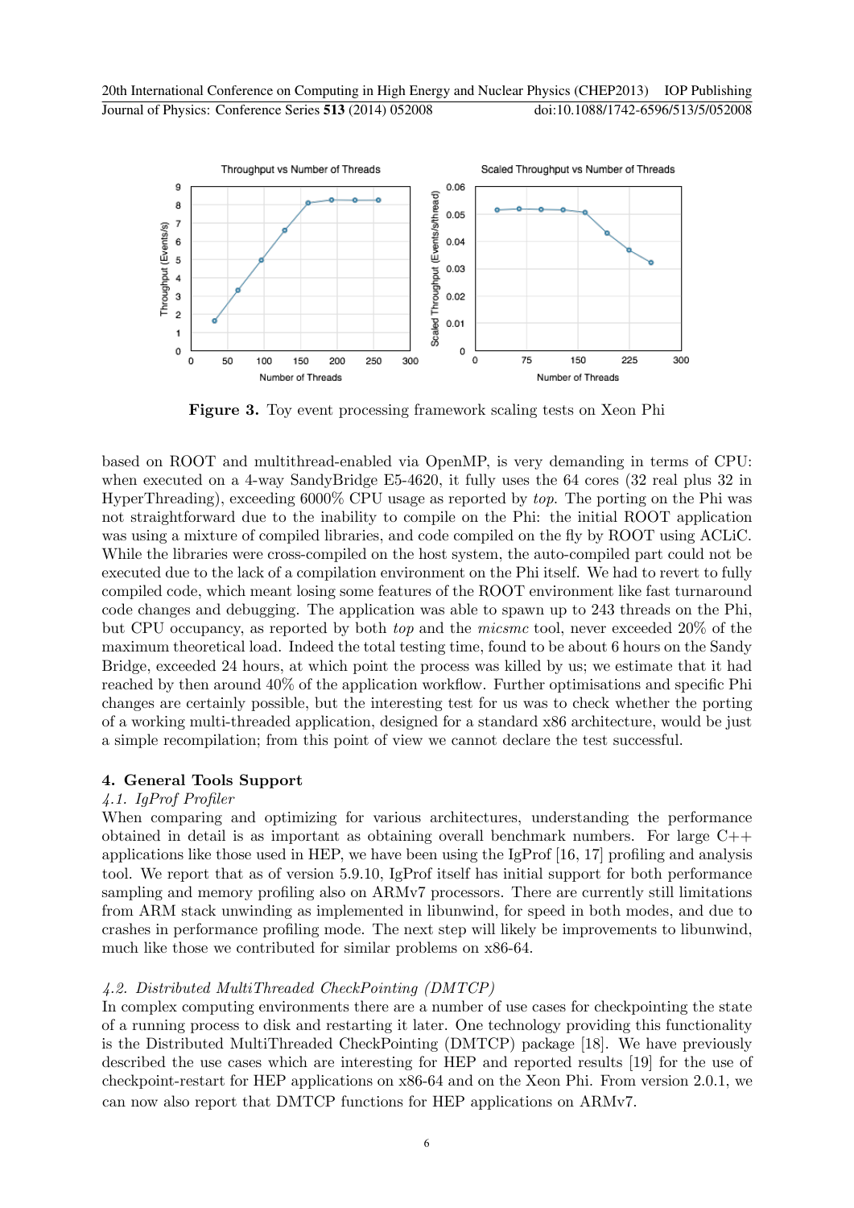**Figure 3.** Toy event processing framework scaling tests on Xeon Phi

based on ROOT and multithread-enabled via OpenMP, is very demanding in terms of CPU: when executed on a 4-way SandyBridge E5-4620, it fully uses the 64 cores (32 real plus 32 in HyperThreading), exceeding 6000% CPU usage as reported by *top*. The porting on the Phi was not straightforward due to the inability to compile on the Phi: the initial ROOT application was using a mixture of compiled libraries, and code compiled on the fly by ROOT using ACLiC. While the libraries were cross-compiled on the host system, the auto-compiled part could not be executed due to the lack of a compilation environment on the Phi itself. We had to revert to fully compiled code, which meant losing some features of the ROOT environment like fast turnaround code changes and debugging. The application was able to spawn up to 243 threads on the Phi, but CPU occupancy, as reported by both *top* and the *micsmc* tool, never exceeded 20% of the maximum theoretical load. Indeed the total testing time, found to be about 6 hours on the Sandy Bridge, exceeded 24 hours, at which point the process was killed by us; we estimate that it had reached by then around 40% of the application workflow. Further optimisations and specific Phi changes are certainly possible, but the interesting test for us was to check whether the porting of a working multi-threaded application, designed for a standard x86 architecture, would be just a simple recompilation; from this point of view we cannot declare the test successful.

## 4. General Tools Support

### *4.1. IgProf Profiler*

When comparing and optimizing for various architectures, understanding the performance obtained in detail is as important as obtaining overall benchmark numbers. For large C++ applications like those used in HEP, we have been using the IgProf [16, 17] profiling and analysis tool. We report that as of version 5.9.10, IgProf itself has initial support for both performance sampling and memory profiling also on ARMv7 processors. There are currently still limitations from ARM stack unwinding as implemented in libunwind, for speed in both modes, and due to crashes in performance profiling mode. The next step will likely be improvements to libunwind, much like those we contributed for similar problems on x86-64.

### *4.2. Distributed MultiThreaded CheckPointing (DMTCP)*

In complex computing environments there are a number of use cases for checkpointing the state of a running process to disk and restarting it later. One technology providing this functionality is the Distributed MultiThreaded CheckPointing (DMTCP) package [18]. We have previously described the use cases which are interesting for HEP and reported results [19] for the use of checkpoint-restart for HEP applications on x86-64 and on the Xeon Phi. From version 2.0.1, we can now also report that DMTCP functions for HEP applications on ARMv7.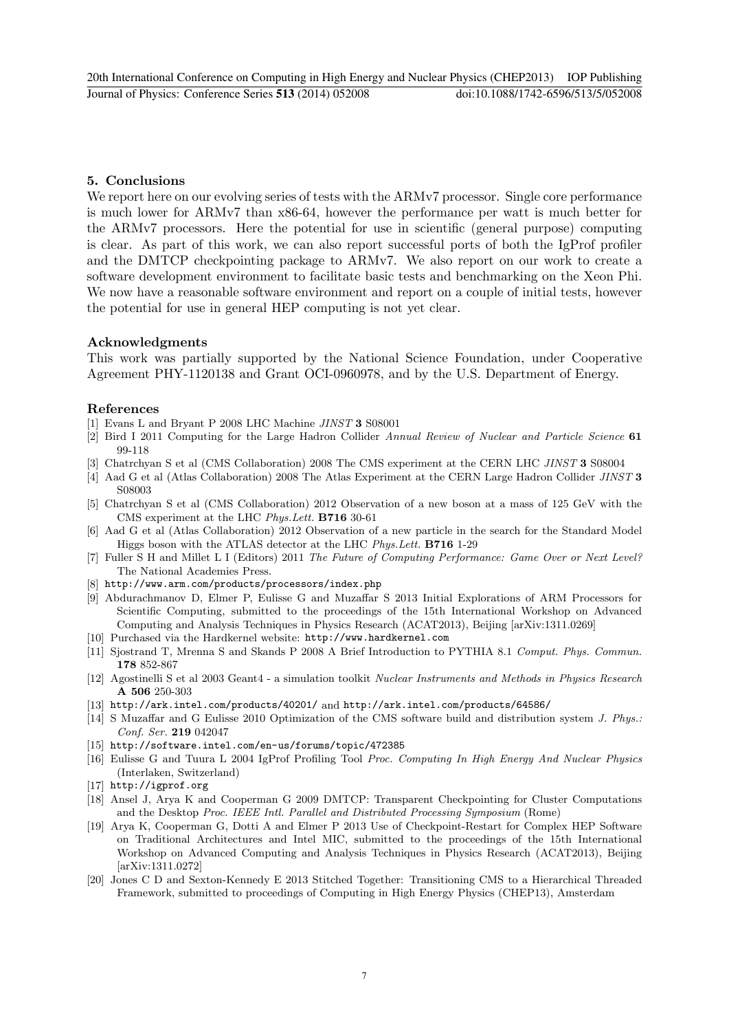## 5. Conclusions

We report here on our evolving series of tests with the ARMv7 processor. Single core performance is much lower for ARMv7 than x86-64, however the performance per watt is much better for the ARMv7 processors. Here the potential for use in scientific (general purpose) computing is clear. As part of this work, we can also report successful ports of both the IgProf profiler and the DMTCP checkpointing package to ARMv7. We also report on our work to create a software development environment to facilitate basic tests and benchmarking on the Xeon Phi. We now have a reasonable software environment and report on a couple of initial tests, however the potential for use in general HEP computing is not yet clear.

### Acknowledgments

This work was partially supported by the National Science Foundation, under Cooperative Agreement PHY-1120138 and Grant OCI-0960978, and by the U.S. Department of Energy.

### References

[1] Evans L and Bryant P 2008 LHC Machine *JINST* **3** S08001

[2] Bird I 2011 Computing for the Large Hadron Collider *Annual Review of Nuclear and Particle Science* **61** 99-118

[3] Chatrchyan S et al (CMS Collaboration) 2008 The CMS experiment at the CERN LHC *JINST* **3** S08004

[4] Aad G et al (Atlas Collaboration) 2008 The Atlas Experiment at the CERN Large Hadron Collider *JINST* **3** S08003

[5] Chatrchyan S et al (CMS Collaboration) 2012 Observation of a new boson at a mass of 125 GeV with the CMS experiment at the LHC *Phys.Lett.* **B716** 30-61

[6] Aad G et al (Atlas Collaboration) 2012 Observation of a new particle in the search for the Standard Model Higgs boson with the ATLAS detector at the LHC *Phys.Lett.* **B716** 1-29

[7] Fuller S H and Millet L I (Editors) 2011 *The Future of Computing Performance: Game Over or Next Level?* The National Academies Press.

[8] `http://www.arm.com/products/processors/index.php`

[9] Abdurachmanov D, Elmer P, Eulisse G and Muzaffar S 2013 Initial Explorations of ARM Processors for Scientific Computing, submitted to the proceedings of the 15th International Workshop on Advanced Computing and Analysis Techniques in Physics Research (ACAT2013), Beijing [arXiv:1311.0269]

[10] Purchased via the Hardkernel website: `http://www.hardkernel.com`

[11] Sjostrand T, Mrenna S and Skands P 2008 A Brief Introduction to PYTHIA 8.1 *Comput. Phys. Commun.* **178** 852-867

[12] Agostinelli S et al 2003 Geant4 - a simulation toolkit *Nuclear Instruments and Methods in Physics Research* **A 506** 250-303

[13] `http://ark.intel.com/products/40201/` and `http://ark.intel.com/products/64586/`

[14] S Muzaffar and G Eulisse 2010 Optimization of the CMS software build and distribution system *J. Phys.: Conf. Ser.* **219** 042047

[15] `http://software.intel.com/en-us/forums/topic/472385`

[16] Eulisse G and Tuura L 2004 IgProf Profiling Tool *Proc. Computing In High Energy And Nuclear Physics* (Interlaken, Switzerland)

[17] `http://igprof.org`

[18] Ansel J, Arya K and Cooperman G 2009 DMTCP: Transparent Checkpointing for Cluster Computations and the Desktop *Proc. IEEE Intl. Parallel and Distributed Processing Symposium* (Rome)

[19] Arya K, Cooperman G, Dotti A and Elmer P 2013 Use of Checkpoint-Restart for Complex HEP Software on Traditional Architectures and Intel MIC, submitted to the proceedings of the 15th International Workshop on Advanced Computing and Analysis Techniques in Physics Research (ACAT2013), Beijing [arXiv:1311.0272]

[20] Jones C D and Sexton-Kennedy E 2013 Stitched Together: Transitioning CMS to a Hierarchical Threaded Framework, submitted to proceedings of Computing in High Energy Physics (CHEP13), Amsterdam